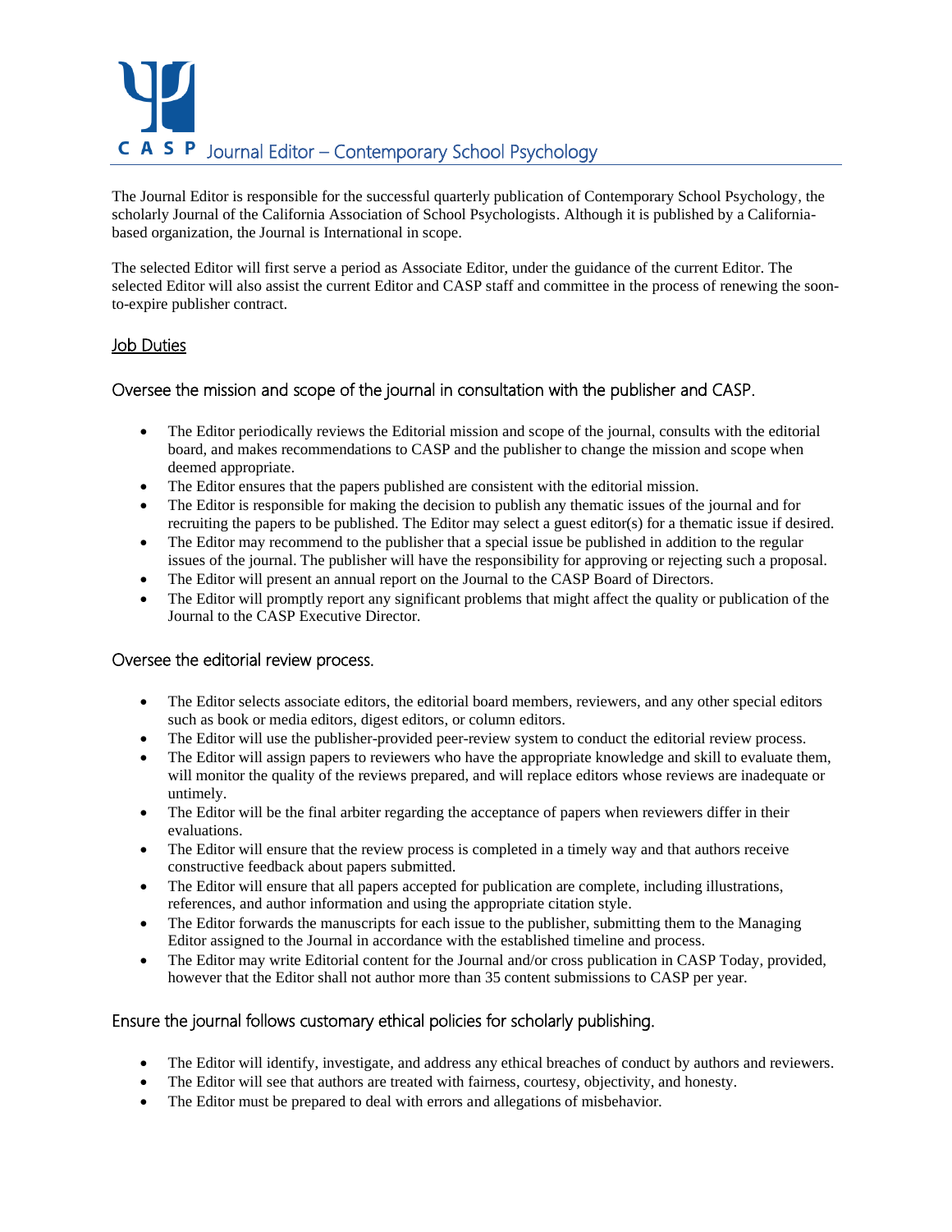# CASP Journal Editor – Contemporary School Psychology

The Journal Editor is responsible for the successful quarterly publication of Contemporary School Psychology, the scholarly Journal of the California Association of School Psychologists. Although it is published by a California-based organization, the Journal is International in scope.

The selected Editor will first serve a period as Associate Editor, under the guidance of the current Editor. The selected Editor will also assist the current Editor and CASP staff and committee in the process of renewing the soon-to-expire publisher contract.

## Job Duties

### Oversee the mission and scope of the journal in consultation with the publisher and CASP.

- The Editor periodically reviews the Editorial mission and scope of the journal, consults with the editorial board, and makes recommendations to CASP and the publisher to change the mission and scope when deemed appropriate.
- The Editor ensures that the papers published are consistent with the editorial mission.
- The Editor is responsible for making the decision to publish any thematic issues of the journal and for recruiting the papers to be published. The Editor may select a guest editor(s) for a thematic issue if desired.
- The Editor may recommend to the publisher that a special issue be published in addition to the regular issues of the journal. The publisher will have the responsibility for approving or rejecting such a proposal.
- The Editor will present an annual report on the Journal to the CASP Board of Directors.
- The Editor will promptly report any significant problems that might affect the quality or publication of the Journal to the CASP Executive Director.

### Oversee the editorial review process.

- The Editor selects associate editors, the editorial board members, reviewers, and any other special editors such as book or media editors, digest editors, or column editors.
- The Editor will use the publisher-provided peer-review system to conduct the editorial review process.
- The Editor will assign papers to reviewers who have the appropriate knowledge and skill to evaluate them, will monitor the quality of the reviews prepared, and will replace editors whose reviews are inadequate or untimely.
- The Editor will be the final arbiter regarding the acceptance of papers when reviewers differ in their evaluations.
- The Editor will ensure that the review process is completed in a timely way and that authors receive constructive feedback about papers submitted.
- The Editor will ensure that all papers accepted for publication are complete, including illustrations, references, and author information and using the appropriate citation style.
- The Editor forwards the manuscripts for each issue to the publisher, submitting them to the Managing Editor assigned to the Journal in accordance with the established timeline and process.
- The Editor may write Editorial content for the Journal and/or cross publication in CASP Today, provided, however that the Editor shall not author more than 35 content submissions to CASP per year.

### Ensure the journal follows customary ethical policies for scholarly publishing.

- The Editor will identify, investigate, and address any ethical breaches of conduct by authors and reviewers.
- The Editor will see that authors are treated with fairness, courtesy, objectivity, and honesty.
- The Editor must be prepared to deal with errors and allegations of misbehavior.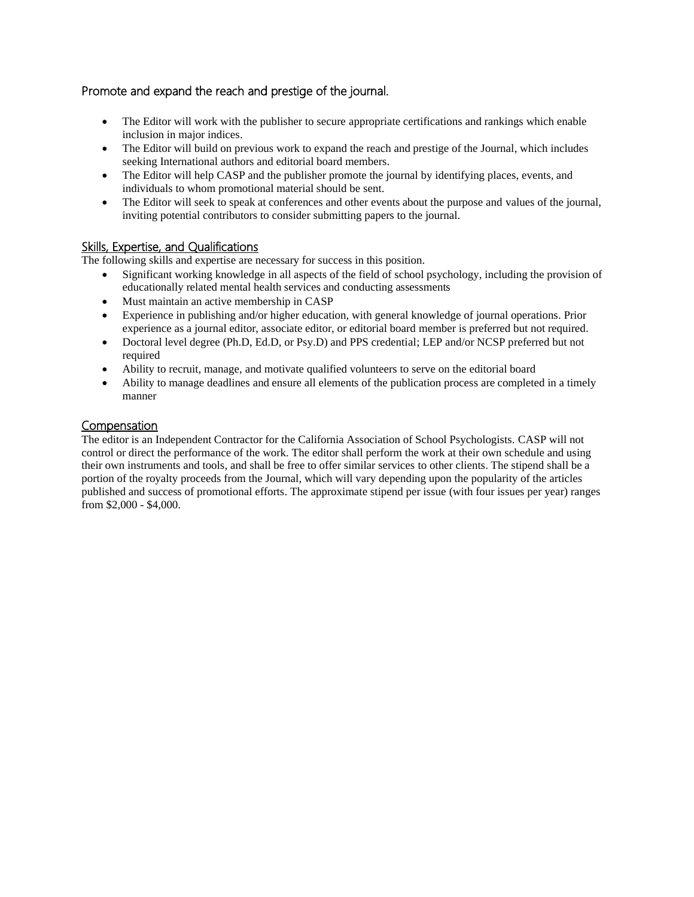## Promote and expand the reach and prestige of the journal.

- The Editor will work with the publisher to secure appropriate certifications and rankings which enable inclusion in major indices.
- The Editor will build on previous work to expand the reach and prestige of the Journal, which includes seeking International authors and editorial board members.
- The Editor will help CASP and the publisher promote the journal by identifying places, events, and individuals to whom promotional material should be sent.
- The Editor will seek to speak at conferences and other events about the purpose and values of the journal, inviting potential contributors to consider submitting papers to the journal.

## Skills, Expertise, and Qualifications

The following skills and expertise are necessary for success in this position.

- Significant working knowledge in all aspects of the field of school psychology, including the provision of educationally related mental health services and conducting assessments
- Must maintain an active membership in CASP
- Experience in publishing and/or higher education, with general knowledge of journal operations. Prior experience as a journal editor, associate editor, or editorial board member is preferred but not required.
- Doctoral level degree (Ph.D, Ed.D, or Psy.D) and PPS credential; LEP and/or NCSP preferred but not required
- Ability to recruit, manage, and motivate qualified volunteers to serve on the editorial board
- Ability to manage deadlines and ensure all elements of the publication process are completed in a timely manner

## Compensation

The editor is an Independent Contractor for the California Association of School Psychologists. CASP will not control or direct the performance of the work. The editor shall perform the work at their own schedule and using their own instruments and tools, and shall be free to offer similar services to other clients. The stipend shall be a portion of the royalty proceeds from the Journal, which will vary depending upon the popularity of the articles published and success of promotional efforts. The approximate stipend per issue (with four issues per year) ranges from $2,000 - $4,000.